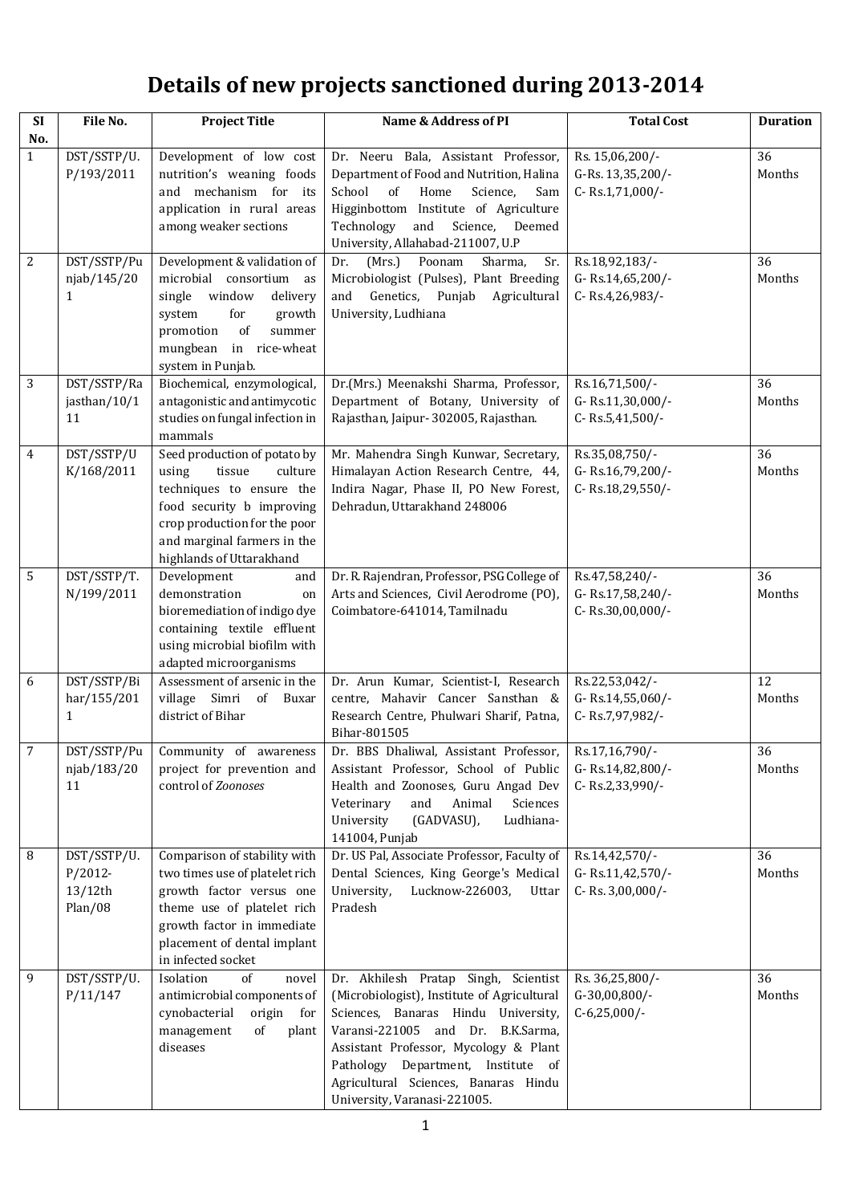# Details of new projects sanctioned during 2013-2014

| SI No. | File No. | Project Title | Name & Address of PI | Total Cost | Duration |
|---|---|---|---|---|---|
| 1 | DST/SSTP/U.P/193/2011 | Development of low cost nutrition's weaning foods and mechanism for its application in rural areas among weaker sections | Dr. Neeru Bala, Assistant Professor, Department of Food and Nutrition, Halina School of Home Science, Sam Higginbottom Institute of Agriculture Technology and Science, Deemed University, Allahabad-211007, U.P | Rs. 15,06,200/- G-Rs. 13,35,200/- C- Rs.1,71,000/- | 36 Months |
| 2 | DST/SSTP/Punjab/145/201 | Development & validation of microbial consortium as single window delivery system for growth promotion of summer mungbean in rice-wheat system in Punjab. | Dr. (Mrs.) Poonam Sharma, Sr. Microbiologist (Pulses), Plant Breeding and Genetics, Punjab Agricultural University, Ludhiana | Rs.18,92,183/- G- Rs.14,65,200/- C- Rs.4,26,983/- | 36 Months |
| 3 | DST/SSTP/Rajasthan/10/111 | Biochemical, enzymological, antagonistic and antimycotic studies on fungal infection in mammals | Dr.(Mrs.) Meenakshi Sharma, Professor, Department of Botany, University of Rajasthan, Jaipur- 302005, Rajasthan. | Rs.16,71,500/- G- Rs.11,30,000/- C- Rs.5,41,500/- | 36 Months |
| 4 | DST/SSTP/UK/168/2011 | Seed production of potato by using tissue culture techniques to ensure the food security b improving crop production for the poor and marginal farmers in the highlands of Uttarakhand | Mr. Mahendra Singh Kunwar, Secretary, Himalayan Action Research Centre, 44, Indira Nagar, Phase II, PO New Forest, Dehradun, Uttarakhand 248006 | Rs.35,08,750/- G- Rs.16,79,200/- C- Rs.18,29,550/- | 36 Months |
| 5 | DST/SSTP/T.N/199/2011 | Development and demonstration on bioremediation of indigo dye containing textile effluent using microbial biofilm with adapted microorganisms | Dr. R. Rajendran, Professor, PSG College of Arts and Sciences, Civil Aerodrome (PO), Coimbatore-641014, Tamilnadu | Rs.47,58,240/- G- Rs.17,58,240/- C- Rs.30,00,000/- | 36 Months |
| 6 | DST/SSTP/Bihar/155/2011 | Assessment of arsenic in the village Simri of Buxar district of Bihar | Dr. Arun Kumar, Scientist-I, Research centre, Mahavir Cancer Sansthan & Research Centre, Phulwari Sharif, Patna, Bihar-801505 | Rs.22,53,042/- G- Rs.14,55,060/- C- Rs.7,97,982/- | 12 Months |
| 7 | DST/SSTP/Punjab/183/2011 | Community of awareness project for prevention and control of *Zoonoses* | Dr. BBS Dhaliwal, Assistant Professor, Assistant Professor, School of Public Health and Zoonoses, Guru Angad Dev Veterinary and Animal Sciences University (GADVASU), Ludhiana-141004, Punjab | Rs.17,16,790/- G- Rs.14,82,800/- C- Rs.2,33,990/- | 36 Months |
| 8 | DST/SSTP/U.P/2012-13/12th Plan/08 | Comparison of stability with two times use of platelet rich growth factor versus one theme use of platelet rich growth factor in immediate placement of dental implant in infected socket | Dr. US Pal, Associate Professor, Faculty of Dental Sciences, King George's Medical University, Lucknow-226003, Uttar Pradesh | Rs.14,42,570/- G- Rs.11,42,570/- C- Rs. 3,00,000/- | 36 Months |
| 9 | DST/SSTP/U.P/11/147 | Isolation of novel antimicrobial components of cynobacterial origin for management of plant diseases | Dr. Akhilesh Pratap Singh, Scientist (Microbiologist), Institute of Agricultural Sciences, Banaras Hindu University, Varansi-221005 and Dr. B.K.Sarma, Assistant Professor, Mycology & Plant Pathology Department, Institute of Agricultural Sciences, Banaras Hindu University, Varanasi-221005. | Rs. 36,25,800/- G-30,00,800/- C-6,25,000/- | 36 Months |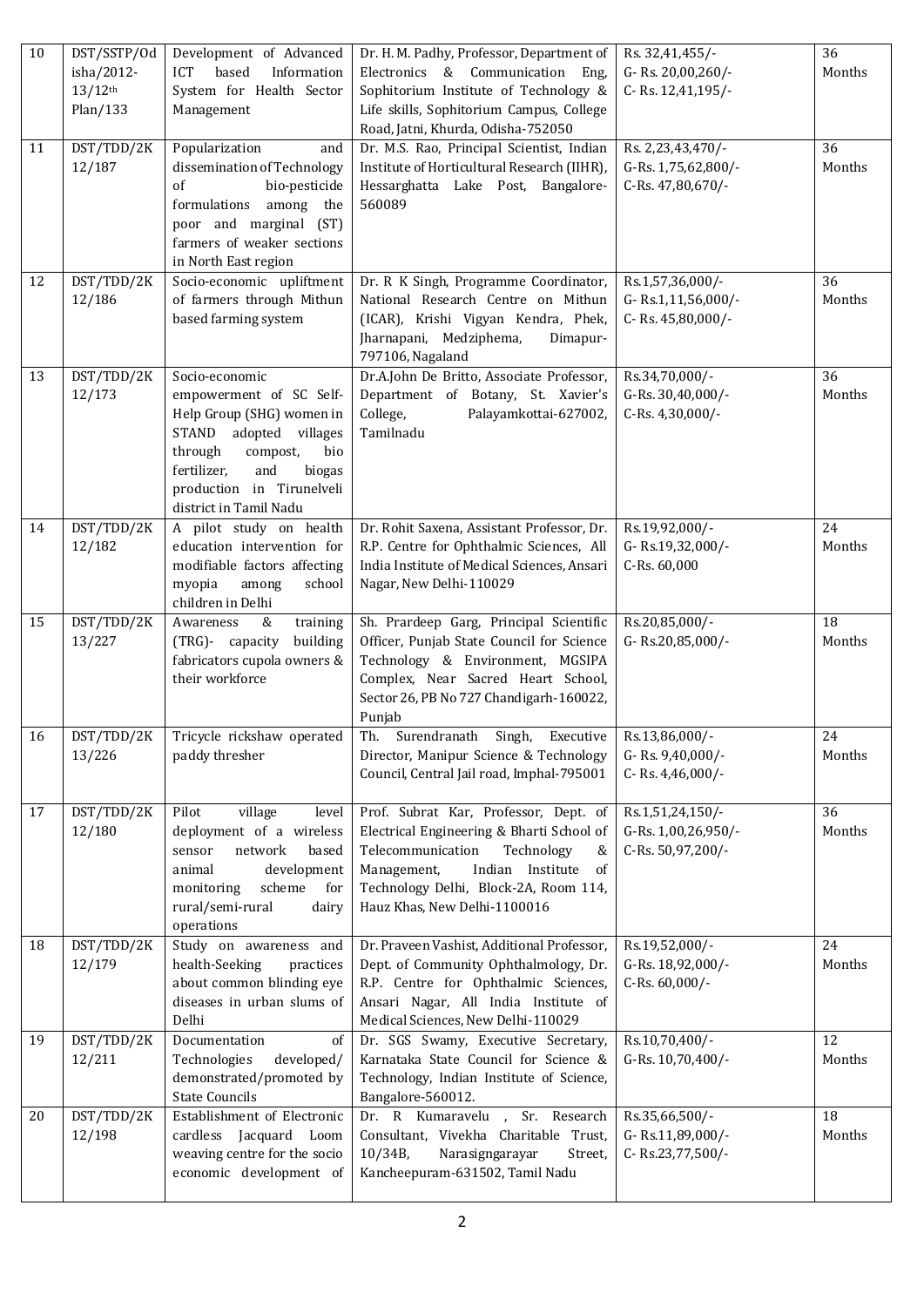| 10 | DST/SSTP/Odisha/2012-13/12th Plan/133 | Development of Advanced ICT based Information System for Health Sector Management | Dr. H. M. Padhy, Professor, Department of Electronics & Communication Eng, Sophitorium Institute of Technology & Life skills, Sophitorium Campus, College Road, Jatni, Khurda, Odisha-752050 | Rs. 32,41,455/-<br>G- Rs. 20,00,260/-<br>C- Rs. 12,41,195/- | 36 Months |
|---|---|---|---|---|---|
| 11 | DST/TDD/2K12/187 | Popularization and dissemination of Technology of bio-pesticide formulations among the poor and marginal (ST) farmers of weaker sections in North East region | Dr. M.S. Rao, Principal Scientist, Indian Institute of Horticultural Research (IIHR), Hessarghatta Lake Post, Bangalore-560089 | Rs. 2,23,43,470/-<br>G-Rs. 1,75,62,800/-<br>C-Rs. 47,80,670/- | 36 Months |
| 12 | DST/TDD/2K12/186 | Socio-economic upliftment of farmers through Mithun based farming system | Dr. R K Singh, Programme Coordinator, National Research Centre on Mithun (ICAR), Krishi Vigyan Kendra, Phek, Jharnapani, Medziphema, Dimapur-797106, Nagaland | Rs.1,57,36,000/-<br>G- Rs.1,11,56,000/-<br>C- Rs. 45,80,000/- | 36 Months |
| 13 | DST/TDD/2K12/173 | Socio-economic empowerment of SC Self-Help Group (SHG) women in STAND adopted villages through compost, bio fertilizer, and biogas production in Tirunelveli district in Tamil Nadu | Dr.A.John De Britto, Associate Professor, Department of Botany, St. Xavier's College, Palayamkottai-627002, Tamilnadu | Rs.34,70,000/-<br>G-Rs. 30,40,000/-<br>C-Rs. 4,30,000/- | 36 Months |
| 14 | DST/TDD/2K12/182 | A pilot study on health education intervention for modifiable factors affecting myopia among school children in Delhi | Dr. Rohit Saxena, Assistant Professor, Dr. R.P. Centre for Ophthalmic Sciences, All India Institute of Medical Sciences, Ansari Nagar, New Delhi-110029 | Rs.19,92,000/-<br>G- Rs.19,32,000/-<br>C-Rs. 60,000 | 24 Months |
| 15 | DST/TDD/2K13/227 | Awareness & training (TRG)- capacity building fabricators cupola owners & their workforce | Sh. Prardeep Garg, Principal Scientific Officer, Punjab State Council for Science Technology & Environment, MGSIPA Complex, Near Sacred Heart School, Sector 26, PB No 727 Chandigarh-160022, Punjab | Rs.20,85,000/-<br>G- Rs.20,85,000/- | 18 Months |
| 16 | DST/TDD/2K13/226 | Tricycle rickshaw operated paddy thresher | Th. Surendranath Singh, Executive Director, Manipur Science & Technology Council, Central Jail road, Imphal-795001 | Rs.13,86,000/-<br>G- Rs. 9,40,000/-<br>C- Rs. 4,46,000/- | 24 Months |
| 17 | DST/TDD/2K12/180 | Pilot village level deployment of a wireless sensor network based animal development monitoring scheme for rural/semi-rural dairy operations | Prof. Subrat Kar, Professor, Dept. of Electrical Engineering & Bharti School of Telecommunication Technology & Management, Indian Institute of Technology Delhi, Block-2A, Room 114, Hauz Khas, New Delhi-1100016 | Rs.1,51,24,150/-<br>G-Rs. 1,00,26,950/-<br>C-Rs. 50,97,200/- | 36 Months |
| 18 | DST/TDD/2K12/179 | Study on awareness and health-Seeking practices about common blinding eye diseases in urban slums of Delhi | Dr. Praveen Vashist, Additional Professor, Dept. of Community Ophthalmology, Dr. R.P. Centre for Ophthalmic Sciences, Ansari Nagar, All India Institute of Medical Sciences, New Delhi-110029 | Rs.19,52,000/-<br>G-Rs. 18,92,000/-<br>C-Rs. 60,000/- | 24 Months |
| 19 | DST/TDD/2K12/211 | Documentation of Technologies developed/ demonstrated/promoted by State Councils | Dr. SGS Swamy, Executive Secretary, Karnataka State Council for Science & Technology, Indian Institute of Science, Bangalore-560012. | Rs.10,70,400/-<br>G-Rs. 10,70,400/- | 12 Months |
| 20 | DST/TDD/2K12/198 | Establishment of Electronic cardless Jacquard Loom weaving centre for the socio economic development of | Dr. R Kumaravelu , Sr. Research Consultant, Vivekha Charitable Trust, 10/34B, Narasigngarayar Street, Kancheepuram-631502, Tamil Nadu | Rs.35,66,500/-<br>G- Rs.11,89,000/-<br>C- Rs.23,77,500/- | 18 Months |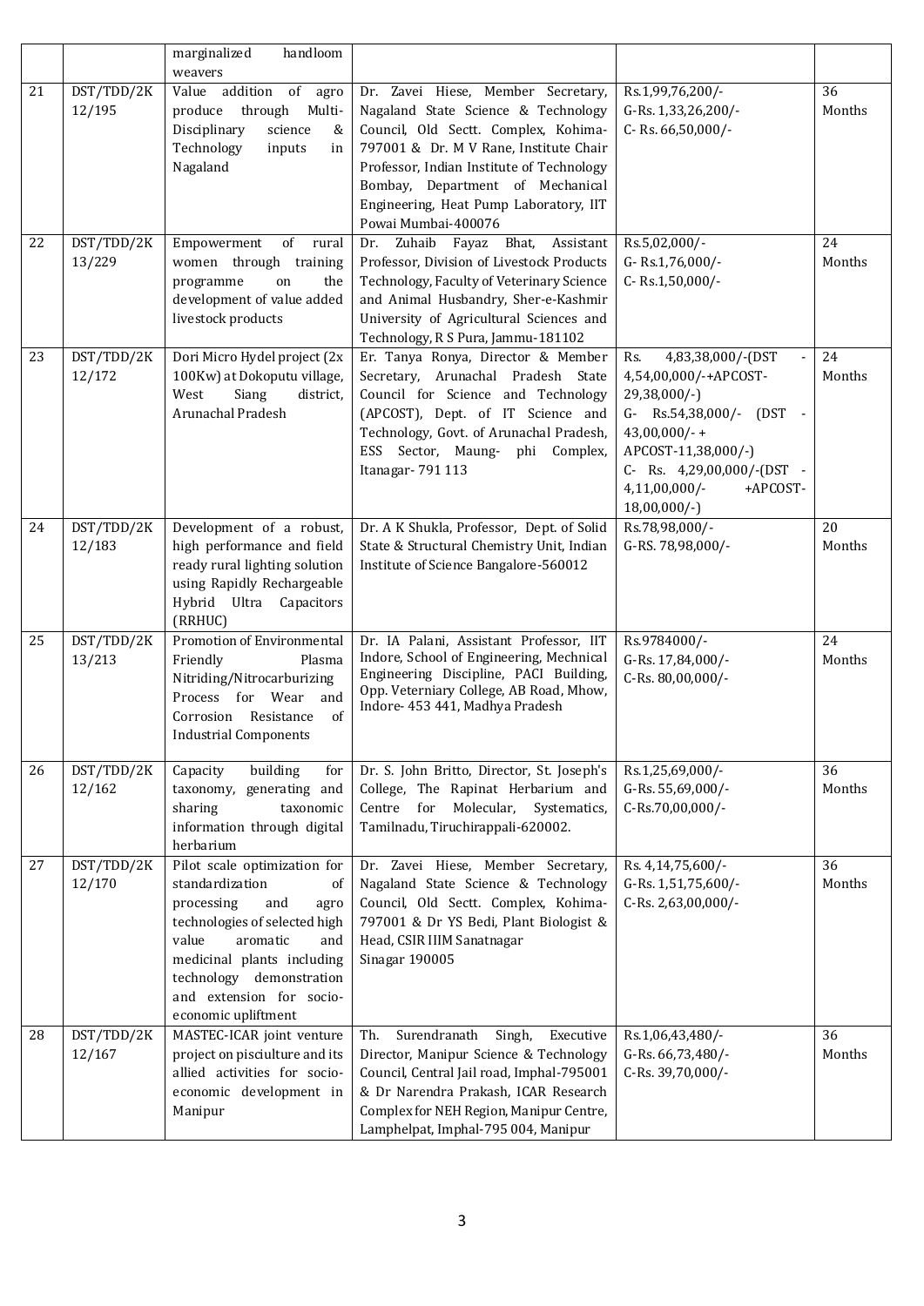| | | | | | |
|---|---|---|---|---|---|
| | | marginalized handloom weavers | | | |
| 21 | DST/TDD/2K 12/195 | Value addition of agro produce through Multi-Disciplinary science & Technology inputs in Nagaland | Dr. Zavei Hiese, Member Secretary, Nagaland State Science & Technology Council, Old Sectt. Complex, Kohima-797001 & Dr. M V Rane, Institute Chair Professor, Indian Institute of Technology Bombay, Department of Mechanical Engineering, Heat Pump Laboratory, IIT Powai Mumbai-400076 | Rs.1,99,76,200/-<br>G-Rs. 1,33,26,200/-<br>C- Rs. 66,50,000/- | 36 Months |
| 22 | DST/TDD/2K 13/229 | Empowerment of rural women through training programme on the development of value added livestock products | Dr. Zuhaib Fayaz Bhat, Assistant Professor, Division of Livestock Products Technology, Faculty of Veterinary Science and Animal Husbandry, Sher-e-Kashmir University of Agricultural Sciences and Technology, R S Pura, Jammu-181102 | Rs.5,02,000/-<br>G- Rs.1,76,000/-<br>C- Rs.1,50,000/- | 24 Months |
| 23 | DST/TDD/2K 12/172 | Dori Micro Hydel project (2x 100Kw) at Dokoputu village, West Siang district, Arunachal Pradesh | Er. Tanya Ronya, Director & Member Secretary, Arunachal Pradesh State Council for Science and Technology (APCOST), Dept. of IT Science and Technology, Govt. of Arunachal Pradesh, ESS Sector, Maung- phi Complex, Itanagar- 791 113 | Rs. 4,83,38,000/-(DST - 4,54,00,000/-+APCOST-29,38,000/-)<br>G- Rs.54,38,000/- (DST - 43,00,000/- + APCOST-11,38,000/-)<br>C- Rs. 4,29,00,000/-(DST - 4,11,00,000/- +APCOST-18,00,000/-) | 24 Months |
| 24 | DST/TDD/2K 12/183 | Development of a robust, high performance and field ready rural lighting solution using Rapidly Rechargeable Hybrid Ultra Capacitors (RRHUC) | Dr. A K Shukla, Professor, Dept. of Solid State & Structural Chemistry Unit, Indian Institute of Science Bangalore-560012 | Rs.78,98,000/-<br>G-RS. 78,98,000/- | 20 Months |
| 25 | DST/TDD/2K 13/213 | Promotion of Environmental Friendly Plasma Nitriding/Nitrocarburizing Process for Wear and Corrosion Resistance of Industrial Components | Dr. IA Palani, Assistant Professor, IIT Indore, School of Engineering, Mechnical Engineering Discipline, PACI Building, Opp. Veterniary College, AB Road, Mhow, Indore- 453 441, Madhya Pradesh | Rs.9784000/-<br>G-Rs. 17,84,000/-<br>C-Rs. 80,00,000/- | 24 Months |
| 26 | DST/TDD/2K 12/162 | Capacity building for taxonomy, generating and sharing taxonomic information through digital herbarium | Dr. S. John Britto, Director, St. Joseph's College, The Rapinat Herbarium and Centre for Molecular, Systematics, Tamilnadu, Tiruchirappali-620002. | Rs.1,25,69,000/-<br>G-Rs. 55,69,000/-<br>C-Rs.70,00,000/- | 36 Months |
| 27 | DST/TDD/2K 12/170 | Pilot scale optimization for standardization of processing and agro technologies of selected high value aromatic and medicinal plants including technology demonstration and extension for socio-economic upliftment | Dr. Zavei Hiese, Member Secretary, Nagaland State Science & Technology Council, Old Sectt. Complex, Kohima-797001 & Dr YS Bedi, Plant Biologist & Head, CSIR IIIM Sanatnagar Sinagar 190005 | Rs. 4,14,75,600/-<br>G-Rs. 1,51,75,600/-<br>C-Rs. 2,63,00,000/- | 36 Months |
| 28 | DST/TDD/2K 12/167 | MASTEC-ICAR joint venture project on pisciulture and its allied activities for socio-economic development in Manipur | Th. Surendranath Singh, Executive Director, Manipur Science & Technology Council, Central Jail road, Imphal-795001 & Dr Narendra Prakash, ICAR Research Complex for NEH Region, Manipur Centre, Lamphelpat, Imphal-795 004, Manipur | Rs.1,06,43,480/-<br>G-Rs. 66,73,480/-<br>C-Rs. 39,70,000/- | 36 Months |